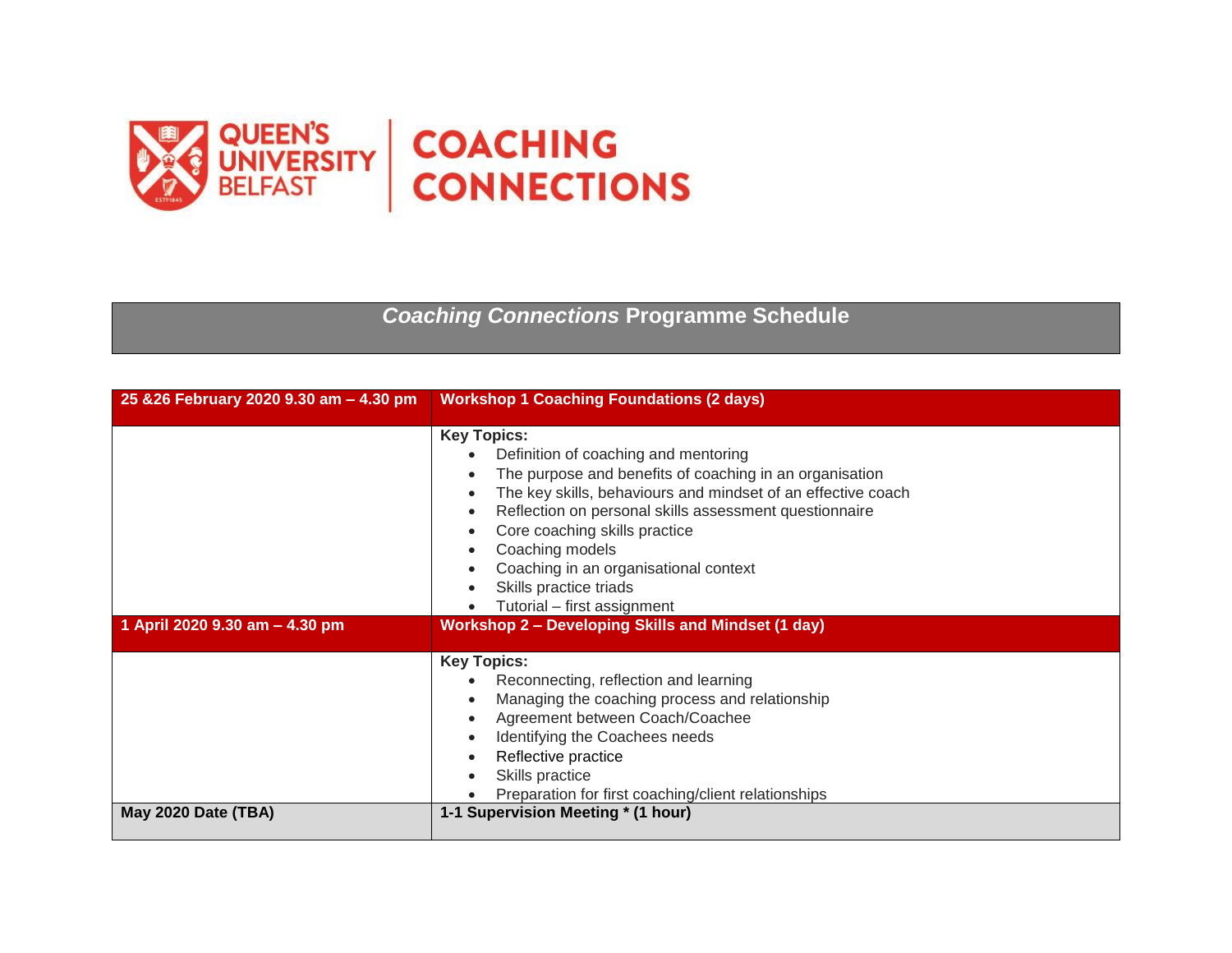QUEEN'S UNIVERSITY BELFAST | COACHING CONNECTIONS

# *Coaching Connections* Programme Schedule

| **25 &26 February 2020 9.30 am – 4.30 pm** | **Workshop 1 Coaching Foundations (2 days)** |
| --- | --- |
| | **Key Topics:**<br>• Definition of coaching and mentoring<br>• The purpose and benefits of coaching in an organisation<br>• The key skills, behaviours and mindset of an effective coach<br>• Reflection on personal skills assessment questionnaire<br>• Core coaching skills practice<br>• Coaching models<br>• Coaching in an organisational context<br>• Skills practice triads<br>• Tutorial – first assignment |
| **1 April 2020 9.30 am – 4.30 pm** | **Workshop 2 – Developing Skills and Mindset (1 day)** |
| | **Key Topics:**<br>• Reconnecting, reflection and learning<br>• Managing the coaching process and relationship<br>• Agreement between Coach/Coachee<br>• Identifying the Coachees needs<br>• Reflective practice<br>• Skills practice<br>• Preparation for first coaching/client relationships |
| **May 2020 Date (TBA)** | **1-1 Supervision Meeting * (1 hour)** |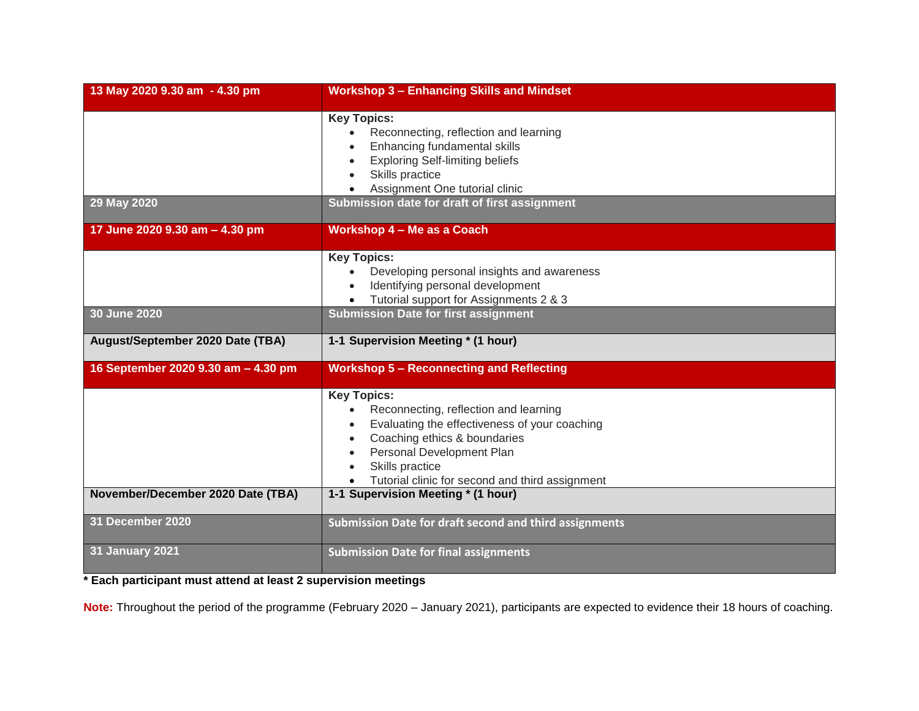| | |
|---|---|
| **13 May 2020 9.30 am - 4.30 pm** | **Workshop 3 – Enhancing Skills and Mindset** |
| | **Key Topics:**<br>• Reconnecting, reflection and learning<br>• Enhancing fundamental skills<br>• Exploring Self-limiting beliefs<br>• Skills practice<br>• Assignment One tutorial clinic |
| **29 May 2020** | **Submission date for draft of first assignment** |
| **17 June 2020 9.30 am – 4.30 pm** | **Workshop 4 – Me as a Coach** |
| | **Key Topics:**<br>• Developing personal insights and awareness<br>• Identifying personal development<br>• Tutorial support for Assignments 2 & 3 |
| **30 June 2020** | **Submission Date for first assignment** |
| **August/September 2020 Date (TBA)** | **1-1 Supervision Meeting * (1 hour)** |
| **16 September 2020 9.30 am – 4.30 pm** | **Workshop 5 – Reconnecting and Reflecting** |
| | **Key Topics:**<br>• Reconnecting, reflection and learning<br>• Evaluating the effectiveness of your coaching<br>• Coaching ethics & boundaries<br>• Personal Development Plan<br>• Skills practice<br>• Tutorial clinic for second and third assignment |
| **November/December 2020 Date (TBA)** | **1-1 Supervision Meeting * (1 hour)** |
| **31 December 2020** | **Submission Date for draft second and third assignments** |
| **31 January 2021** | **Submission Date for final assignments** |

**\* Each participant must attend at least 2 supervision meetings**

**Note:** Throughout the period of the programme (February 2020 – January 2021), participants are expected to evidence their 18 hours of coaching.